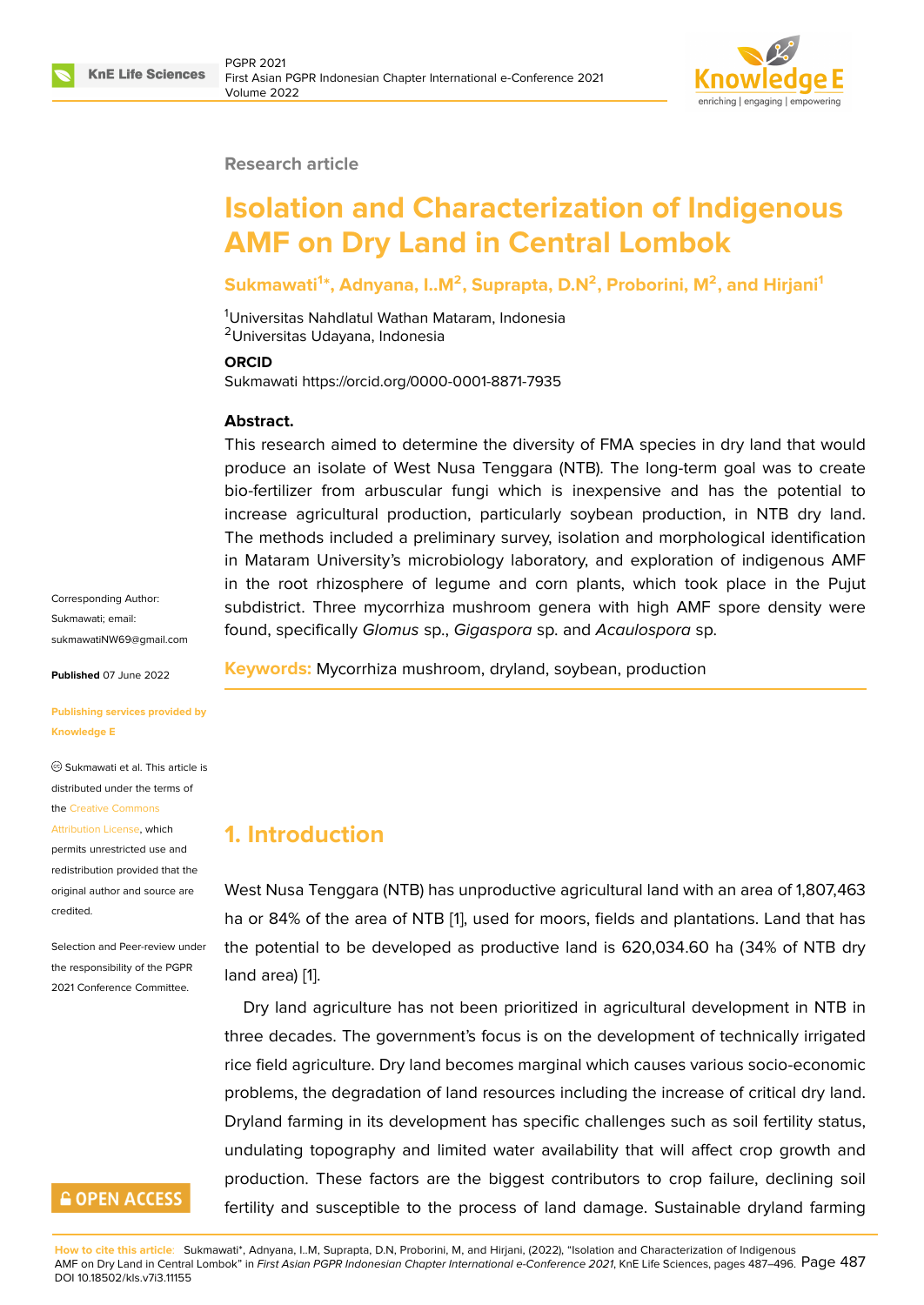Research article

# Isolation and Characterization of Indigenous AMF on Dry Land in Central Lombok

**Sukmawati[1]*, Adnyana, I..M[2], Suprapta, D.N[2], Proborini, M[2], and Hirjani[1]**

[1]Universitas Nahdlatul Wathan Mataram, Indonesia
[2]Universitas Udayana, Indonesia

**ORCID**

Sukmawati https://orcid.org/0000-0001-8871-7935

**Abstract.**

This research aimed to determine the diversity of FMA species in dry land that would produce an isolate of West Nusa Tenggara (NTB). The long-term goal was to create bio-fertilizer from arbuscular fungi which is inexpensive and has the potential to increase agricultural production, particularly soybean production, in NTB dry land. The methods included a preliminary survey, isolation and morphological identification in Mataram University's microbiology laboratory, and exploration of indigenous AMF in the root rhizosphere of legume and corn plants, which took place in the Pujut subdistrict. Three mycorrhiza mushroom genera with high AMF spore density were found, specifically *Glomus* sp., *Gigaspora* sp. and *Acaulospora* sp.

**Keywords:** Mycorrhiza mushroom, dryland, soybean, production

Corresponding Author: Sukmawati; email: sukmawatiNW69@gmail.com

**Published** 07 June 2022

**Publishing services provided by Knowledge E**

Sukmawati et al. This article is distributed under the terms of the Creative Commons Attribution License, which permits unrestricted use and redistribution provided that the original author and source are credited.

Selection and Peer-review under the responsibility of the PGPR 2021 Conference Committee.

## 1. Introduction

West Nusa Tenggara (NTB) has unproductive agricultural land with an area of 1,807,463 ha or 84% of the area of NTB [1], used for moors, fields and plantations. Land that has the potential to be developed as productive land is 620,034.60 ha (34% of NTB dry land area) [1].

Dry land agriculture has not been prioritized in agricultural development in NTB in three decades. The government's focus is on the development of technically irrigated rice field agriculture. Dry land becomes marginal which causes various socio-economic problems, the degradation of land resources including the increase of critical dry land. Dryland farming in its development has specific challenges such as soil fertility status, undulating topography and limited water availability that will affect crop growth and production. These factors are the biggest contributors to crop failure, declining soil fertility and susceptible to the process of land damage. Sustainable dryland farming

How to cite this article: Sukmawati*, Adnyana, I..M, Suprapta, D.N, Proborini, M, and Hirjani, (2022), "Isolation and Characterization of Indigenous AMF on Dry Land in Central Lombok" in *First Asian PGPR Indonesian Chapter International e-Conference 2021*, KnE Life Sciences, pages 487–496. DOI 10.18502/kls.v7i3.11155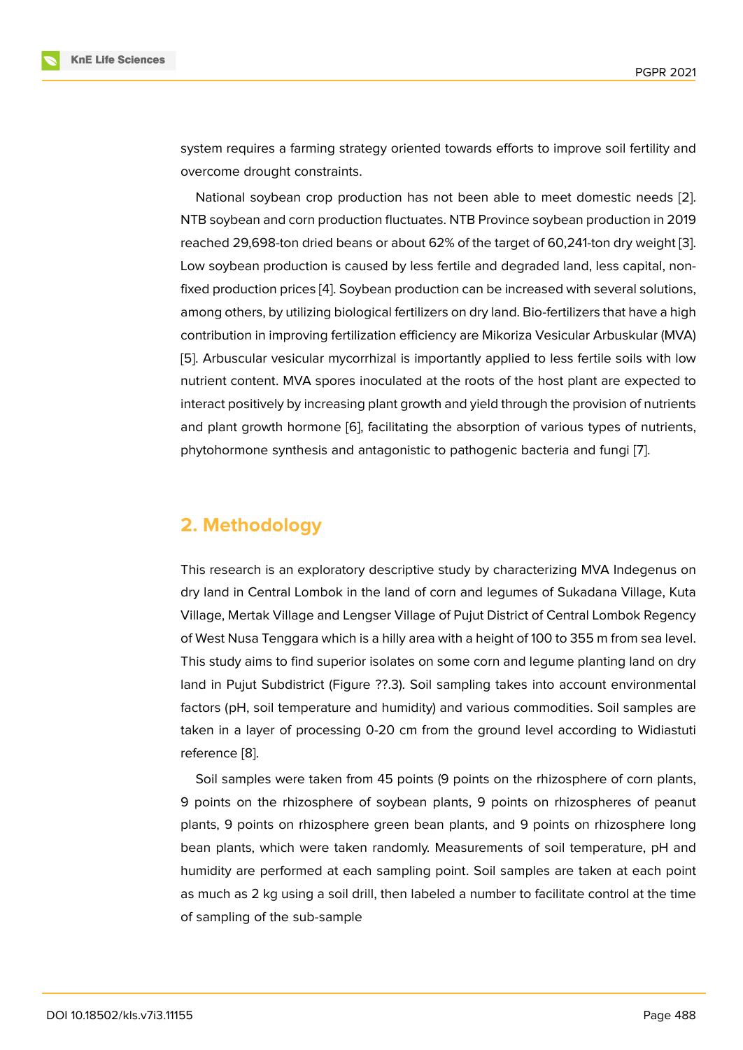system requires a farming strategy oriented towards efforts to improve soil fertility and overcome drought constraints.

National soybean crop production has not been able to meet domestic needs [2]. NTB soybean and corn production fluctuates. NTB Province soybean production in 2019 reached 29,698-ton dried beans or about 62% of the target of 60,241-ton dry weight [3]. Low soybean production is caused by less fertile and degraded land, less capital, non-fixed production prices [4]. Soybean production can be increased with several solutions, among others, by utilizing biological fertilizers on dry land. Bio-fertilizers that have a high contribution in improving fertilization efficiency are Mikoriza Vesicular Arbuskular (MVA) [5]. Arbuscular vesicular mycorrhizal is importantly applied to less fertile soils with low nutrient content. MVA spores inoculated at the roots of the host plant are expected to interact positively by increasing plant growth and yield through the provision of nutrients and plant growth hormone [6], facilitating the absorption of various types of nutrients, phytohormone synthesis and antagonistic to pathogenic bacteria and fungi [7].

## 2. Methodology

This research is an exploratory descriptive study by characterizing MVA Indegenus on dry land in Central Lombok in the land of corn and legumes of Sukadana Village, Kuta Village, Mertak Village and Lengser Village of Pujut District of Central Lombok Regency of West Nusa Tenggara which is a hilly area with a height of 100 to 355 m from sea level. This study aims to find superior isolates on some corn and legume planting land on dry land in Pujut Subdistrict (Figure ??.3). Soil sampling takes into account environmental factors (pH, soil temperature and humidity) and various commodities. Soil samples are taken in a layer of processing 0-20 cm from the ground level according to Widiastuti reference [8].

Soil samples were taken from 45 points (9 points on the rhizosphere of corn plants, 9 points on the rhizosphere of soybean plants, 9 points on rhizospheres of peanut plants, 9 points on rhizosphere green bean plants, and 9 points on rhizosphere long bean plants, which were taken randomly. Measurements of soil temperature, pH and humidity are performed at each sampling point. Soil samples are taken at each point as much as 2 kg using a soil drill, then labeled a number to facilitate control at the time of sampling of the sub-sample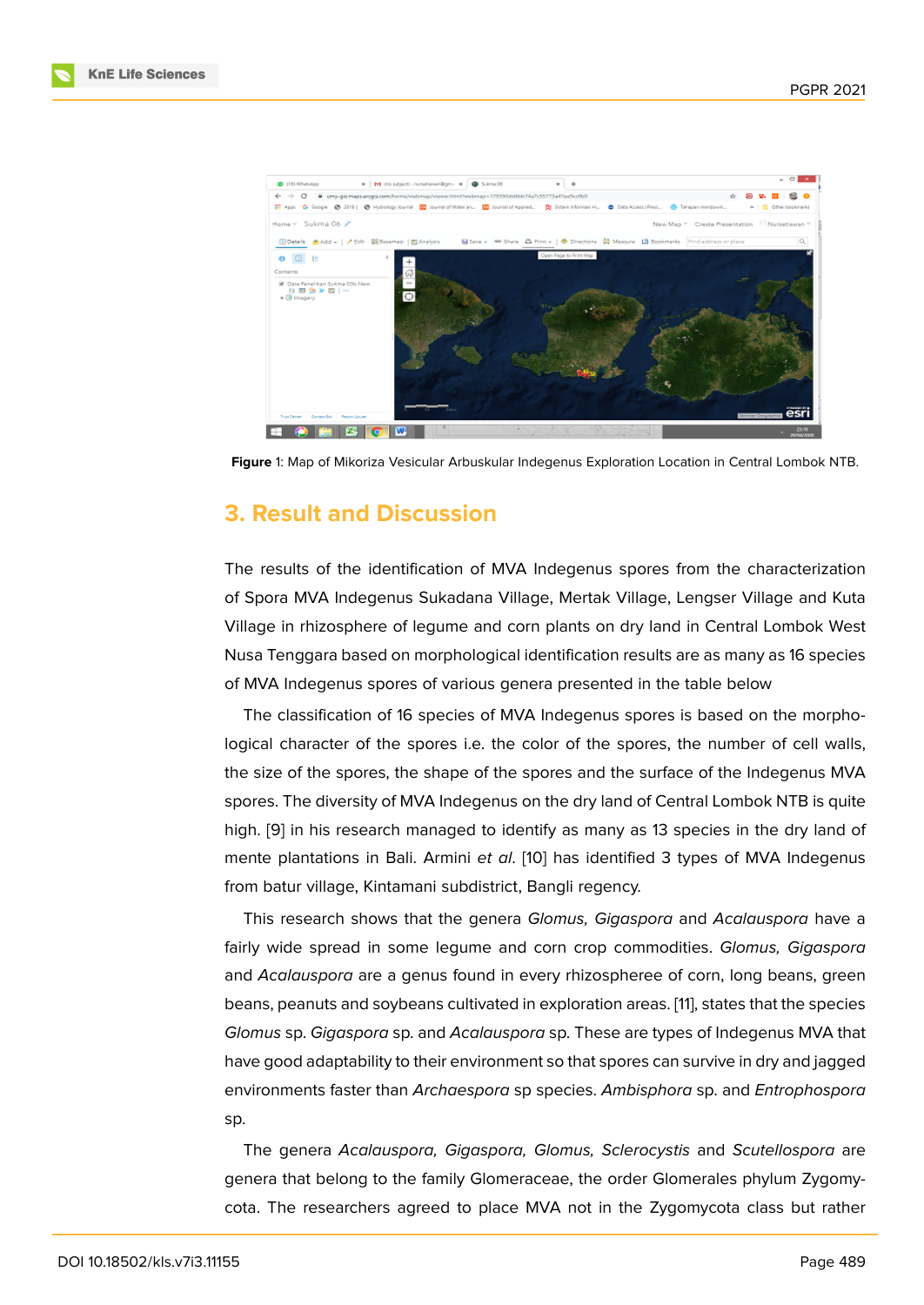Figure 1: Map of Mikoriza Vesicular Arbuskular Indegenus Exploration Location in Central Lombok NTB.

## 3. Result and Discussion

The results of the identification of MVA Indegenus spores from the characterization of Spora MVA Indegenus Sukadana Village, Mertak Village, Lengser Village and Kuta Village in rhizosphere of legume and corn plants on dry land in Central Lombok West Nusa Tenggara based on morphological identification results are as many as 16 species of MVA Indegenus spores of various genera presented in the table below

The classification of 16 species of MVA Indegenus spores is based on the morphological character of the spores i.e. the color of the spores, the number of cell walls, the size of the spores, the shape of the spores and the surface of the Indegenus MVA spores. The diversity of MVA Indegenus on the dry land of Central Lombok NTB is quite high. [9] in his research managed to identify as many as 13 species in the dry land of mente plantations in Bali. Armini *et al.* [10] has identified 3 types of MVA Indegenus from batur village, Kintamani subdistrict, Bangli regency.

This research shows that the genera *Glomus, Gigaspora* and *Acalauspora* have a fairly wide spread in some legume and corn crop commodities. *Glomus, Gigaspora* and *Acalauspora* are a genus found in every rhizospheree of corn, long beans, green beans, peanuts and soybeans cultivated in exploration areas. [11], states that the species *Glomus* sp. *Gigaspora* sp. and *Acalauspora* sp. These are types of Indegenus MVA that have good adaptability to their environment so that spores can survive in dry and jagged environments faster than *Archaespora* sp species. *Ambisphora* sp. and *Entrophospora* sp.

The genera *Acalauspora, Gigaspora, Glomus, Sclerocystis* and *Scutellospora* are genera that belong to the family Glomeraceae, the order Glomerales phylum Zygomycota. The researchers agreed to place MVA not in the Zygomycota class but rather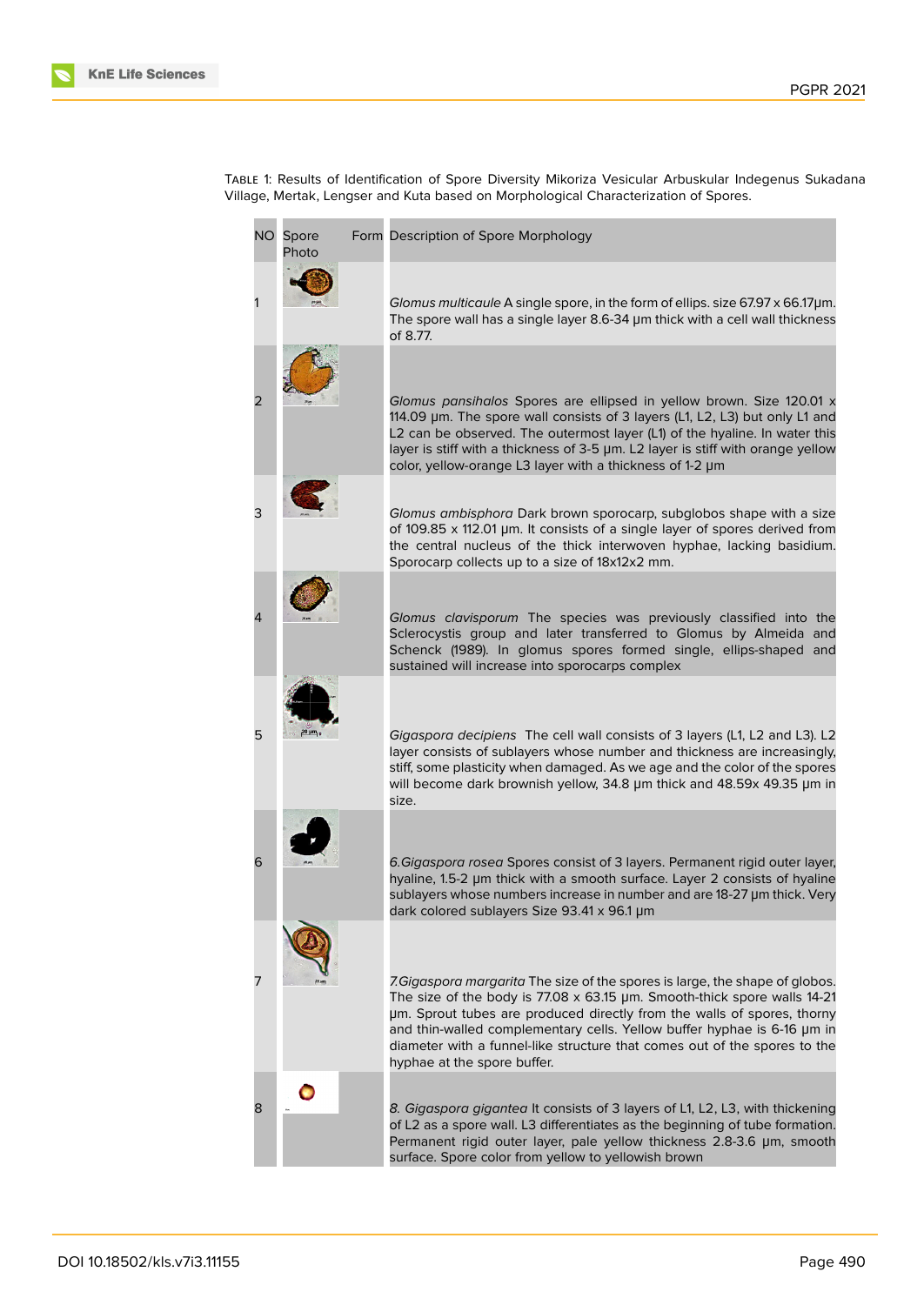Table 1: Results of Identification of Spore Diversity Mikoriza Vesicular Arbuskular Indegenus Sukadana Village, Mertak, Lengser and Kuta based on Morphological Characterization of Spores.

| NO | Spore Photo | Form | Description of Spore Morphology |
|---|---|---|---|
| 1 | | | *Glomus multicaule* A single spore, in the form of ellips. size 67.97 x 66.17μm. The spore wall has a single layer 8.6-34 μm thick with a cell wall thickness of 8.77. |
| 2 | | | *Glomus pansihalos* Spores are ellipsed in yellow brown. Size 120.01 x 114.09 μm. The spore wall consists of 3 layers (L1, L2, L3) but only L1 and L2 can be observed. The outermost layer (L1) of the hyaline. In water this layer is stiff with a thickness of 3-5 μm. L2 layer is stiff with orange yellow color, yellow-orange L3 layer with a thickness of 1-2 μm |
| 3 | | | *Glomus ambisphora* Dark brown sporocarp, subglobos shape with a size of 109.85 x 112.01 μm. It consists of a single layer of spores derived from the central nucleus of the thick interwoven hyphae, lacking basidium. Sporocarp collects up to a size of 18x12x2 mm. |
| 4 | | | *Glomus clavisporum* The species was previously classified into the Sclerocystis group and later transferred to Glomus by Almeida and Schenck (1989). In glomus spores formed single, ellips-shaped and sustained will increase into sporocarps complex |
| 5 | | | *Gigaspora decipiens* The cell wall consists of 3 layers (L1, L2 and L3). L2 layer consists of sublayers whose number and thickness are increasingly, stiff, some plasticity when damaged. As we age and the color of the spores will become dark brownish yellow, 34.8 μm thick and 48.59x 49.35 μm in size. |
| 6 | | | 6.*Gigaspora rosea* Spores consist of 3 layers. Permanent rigid outer layer, hyaline, 1.5-2 μm thick with a smooth surface. Layer 2 consists of hyaline sublayers whose numbers increase in number and are 18-27 μm thick. Very dark colored sublayers Size 93.41 x 96.1 μm |
| 7 | | | 7.*Gigaspora margarita* The size of the spores is large, the shape of globos. The size of the body is 77.08 x 63.15 μm. Smooth-thick spore walls 14-21 μm. Sprout tubes are produced directly from the walls of spores, thorny and thin-walled complementary cells. Yellow buffer hyphae is 6-16 μm in diameter with a funnel-like structure that comes out of the spores to the hyphae at the spore buffer. |
| 8 | | | 8. *Gigaspora gigantea* It consists of 3 layers of L1, L2, L3, with thickening of L2 as a spore wall. L3 differentiates as the beginning of tube formation. Permanent rigid outer layer, pale yellow thickness 2.8-3.6 μm, smooth surface. Spore color from yellow to yellowish brown |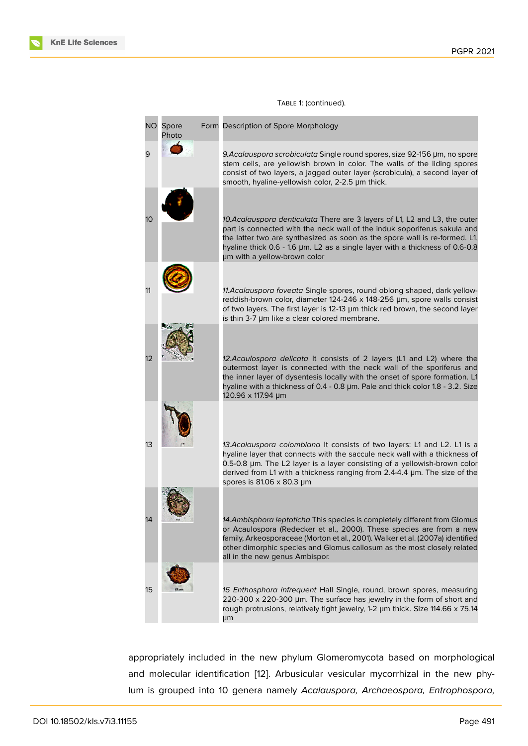Table 1: (continued).

| NO | Spore Photo | Form | Description of Spore Morphology |
|---|---|---|---|
| 9 | | | *9.Acalauspora scrobiculata* Single round spores, size 92-156 μm, no spore stem cells, are yellowish brown in color. The walls of the liding spores consist of two layers, a jagged outer layer (scrobicula), a second layer of smooth, hyaline-yellowish color, 2-2.5 μm thick. |
| 10 | | | *10.Acalauspora denticulata* There are 3 layers of L1, L2 and L3, the outer part is connected with the neck wall of the induk soporiferus sakula and the latter two are synthesized as soon as the spore wall is re-formed. L1, hyaline thick 0.6 - 1.6 μm. L2 as a single layer with a thickness of 0.6-0.8 μm with a yellow-brown color |
| 11 | | | *11.Acalauspora foveata* Single spores, round oblong shaped, dark yellow-reddish-brown color, diameter 124-246 x 148-256 μm, spore walls consist of two layers. The first layer is 12-13 μm thick red brown, the second layer is thin 3-7 μm like a clear colored membrane. |
| 12 | | | *12.Acaulospora delicata* It consists of 2 layers (L1 and L2) where the outermost layer is connected with the neck wall of the sporiferus and the inner layer of dysentesis locally with the onset of spore formation. L1 hyaline with a thickness of 0.4 - 0.8 μm. Pale and thick color 1.8 - 3.2. Size 120.96 x 117.94 μm |
| 13 | | | *13.Acalauspora colombiana* It consists of two layers: L1 and L2. L1 is a hyaline layer that connects with the saccule neck wall with a thickness of 0.5-0.8 μm. The L2 layer is a layer consisting of a yellowish-brown color derived from L1 with a thickness ranging from 2.4-4.4 μm. The size of the spores is 81.06 x 80.3 μm |
| 14 | | | *14.Ambisphora leptoticha* This species is completely different from Glomus or Acaulospora (Redecker et al., 2000). These species are from a new family, Arkeosporaceae (Morton et al., 2001). Walker et al. (2007a) identified other dimorphic species and Glomus callosum as the most closely related all in the new genus Ambispor. |
| 15 | | | *15 Enthosphora infrequent* Hall Single, round, brown spores, measuring 220-300 x 220-300 μm. The surface has jewelry in the form of short and rough protrusions, relatively tight jewelry, 1-2 μm thick. Size 114.66 x 75.14 μm |

appropriately included in the new phylum Glomeromycota based on morphological and molecular identification [12]. Arbusicular vesicular mycorrhizal in the new phylum is grouped into 10 genera namely *Acalauspora, Archaeospora, Entrophospora,*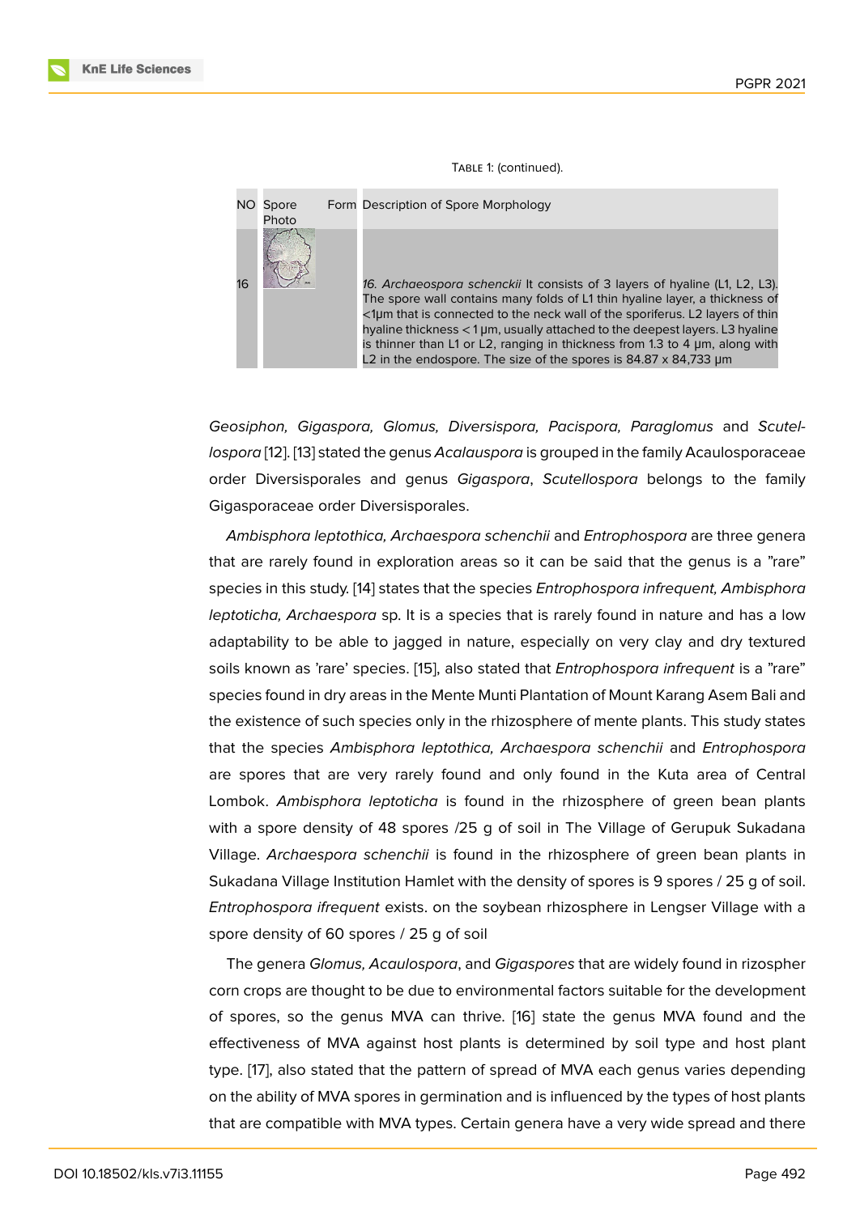Table 1: (continued).

| NO | Spore Photo | Form | Description of Spore Morphology |
|---|---|---|---|
| 16 | | | *16. Archaeospora schenckii* It consists of 3 layers of hyaline (L1, L2, L3). The spore wall contains many folds of L1 thin hyaline layer, a thickness of <1μm that is connected to the neck wall of the sporiferus. L2 layers of thin hyaline thickness < 1 μm, usually attached to the deepest layers. L3 hyaline is thinner than L1 or L2, ranging in thickness from 1.3 to 4 μm, along with L2 in the endospore. The size of the spores is 84.87 x 84,733 μm |

*Geosiphon, Gigaspora, Glomus, Diversispora, Pacispora, Paraglomus* and *Scutellospora* [12]. [13] stated the genus *Acalauspora* is grouped in the family Acaulosporaceae order Diversisporales and genus *Gigaspora*, *Scutellospora* belongs to the family Gigasporaceae order Diversisporales.

*Ambisphora leptothica, Archaespora schenchii* and *Entrophospora* are three genera that are rarely found in exploration areas so it can be said that the genus is a "rare" species in this study. [14] states that the species *Entrophospora infrequent, Ambisphora leptoticha, Archaespora* sp. It is a species that is rarely found in nature and has a low adaptability to be able to jagged in nature, especially on very clay and dry textured soils known as 'rare' species. [15], also stated that *Entrophospora infrequent* is a "rare" species found in dry areas in the Mente Munti Plantation of Mount Karang Asem Bali and the existence of such species only in the rhizosphere of mente plants. This study states that the species *Ambisphora leptothica, Archaespora schenchii* and *Entrophospora* are spores that are very rarely found and only found in the Kuta area of Central Lombok. *Ambisphora leptoticha* is found in the rhizosphere of green bean plants with a spore density of 48 spores /25 g of soil in The Village of Gerupuk Sukadana Village. *Archaespora schenchii* is found in the rhizosphere of green bean plants in Sukadana Village Institution Hamlet with the density of spores is 9 spores / 25 g of soil. *Entrophospora ifrequent* exists. on the soybean rhizosphere in Lengser Village with a spore density of 60 spores / 25 g of soil

The genera *Glomus, Acaulospora*, and *Gigaspores* that are widely found in rizospher corn crops are thought to be due to environmental factors suitable for the development of spores, so the genus MVA can thrive. [16] state the genus MVA found and the effectiveness of MVA against host plants is determined by soil type and host plant type. [17], also stated that the pattern of spread of MVA each genus varies depending on the ability of MVA spores in germination and is influenced by the types of host plants that are compatible with MVA types. Certain genera have a very wide spread and there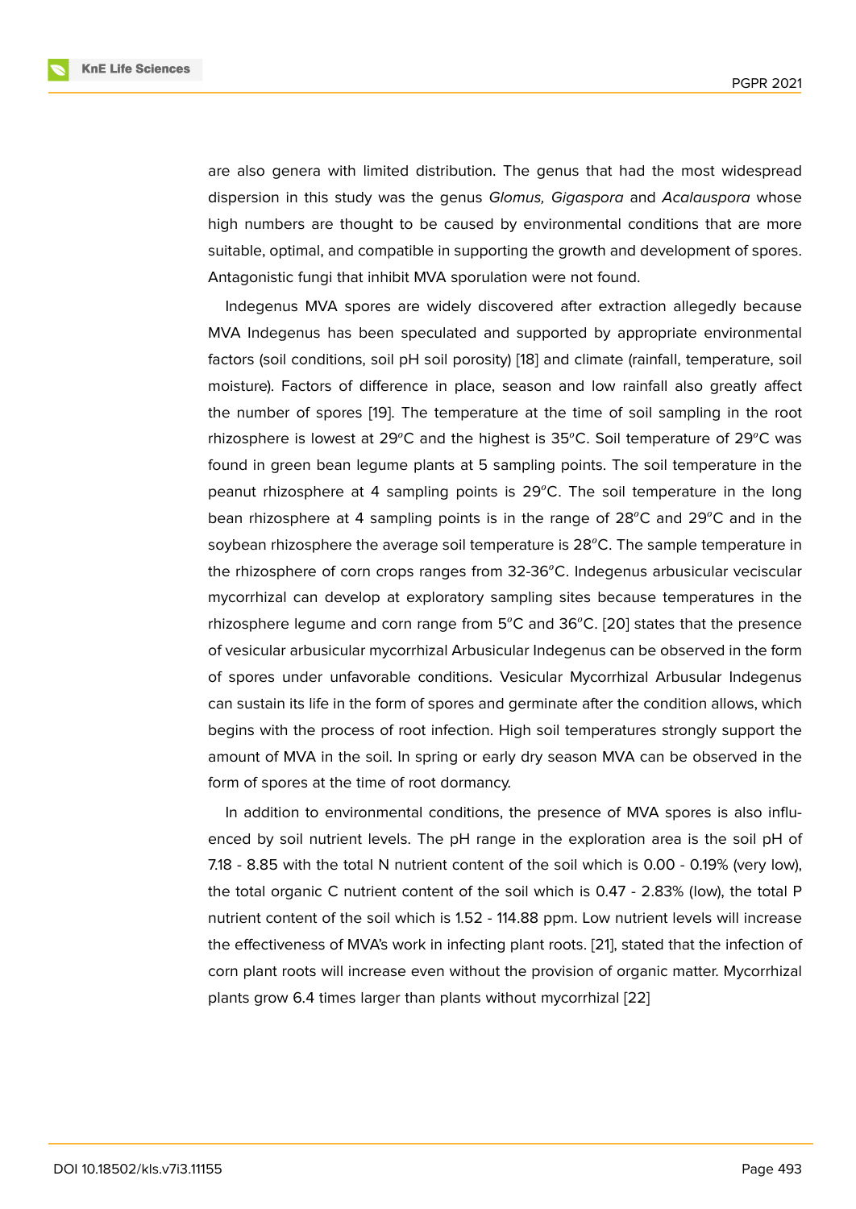are also genera with limited distribution. The genus that had the most widespread dispersion in this study was the genus *Glomus, Gigaspora* and *Acalauspora* whose high numbers are thought to be caused by environmental conditions that are more suitable, optimal, and compatible in supporting the growth and development of spores. Antagonistic fungi that inhibit MVA sporulation were not found.

Indegenus MVA spores are widely discovered after extraction allegedly because MVA Indegenus has been speculated and supported by appropriate environmental factors (soil conditions, soil pH soil porosity) [18] and climate (rainfall, temperature, soil moisture). Factors of difference in place, season and low rainfall also greatly affect the number of spores [19]. The temperature at the time of soil sampling in the root rhizosphere is lowest at 29$^o$C and the highest is 35$^o$C. Soil temperature of 29$^o$C was found in green bean legume plants at 5 sampling points. The soil temperature in the peanut rhizosphere at 4 sampling points is 29$^o$C. The soil temperature in the long bean rhizosphere at 4 sampling points is in the range of 28$^o$C and 29$^o$C and in the soybean rhizosphere the average soil temperature is 28$^o$C. The sample temperature in the rhizosphere of corn crops ranges from 32-36$^o$C. Indegenus arbusicular veciscular mycorrhizal can develop at exploratory sampling sites because temperatures in the rhizosphere legume and corn range from 5$^o$C and 36$^o$C. [20] states that the presence of vesicular arbusicular mycorrhizal Arbusicular Indegenus can be observed in the form of spores under unfavorable conditions. Vesicular Mycorrhizal Arbusular Indegenus can sustain its life in the form of spores and germinate after the condition allows, which begins with the process of root infection. High soil temperatures strongly support the amount of MVA in the soil. In spring or early dry season MVA can be observed in the form of spores at the time of root dormancy.

In addition to environmental conditions, the presence of MVA spores is also influenced by soil nutrient levels. The pH range in the exploration area is the soil pH of 7.18 - 8.85 with the total N nutrient content of the soil which is 0.00 - 0.19% (very low), the total organic C nutrient content of the soil which is 0.47 - 2.83% (low), the total P nutrient content of the soil which is 1.52 - 114.88 ppm. Low nutrient levels will increase the effectiveness of MVA's work in infecting plant roots. [21], stated that the infection of corn plant roots will increase even without the provision of organic matter. Mycorrhizal plants grow 6.4 times larger than plants without mycorrhizal [22]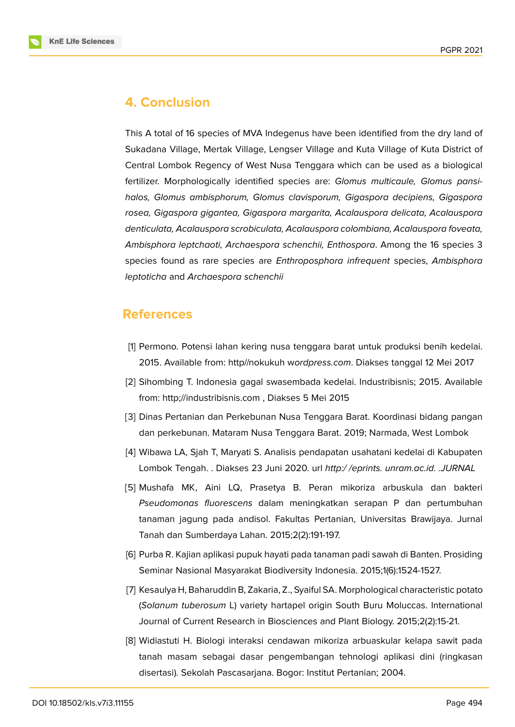## 4. Conclusion

This A total of 16 species of MVA Indegenus have been identified from the dry land of Sukadana Village, Mertak Village, Lengser Village and Kuta Village of Kuta District of Central Lombok Regency of West Nusa Tenggara which can be used as a biological fertilizer. Morphologically identified species are: *Glomus multicaule, Glomus pansihalos, Glomus ambisphorum, Glomus clavisporum, Gigaspora decipiens, Gigaspora rosea, Gigaspora gigantea, Gigaspora margarita, Acalauspora delicata, Acalauspora denticulata, Acalauspora scrobiculata, Acalauspora colombiana, Acalauspora foveata, Ambisphora leptchaoti, Archaespora schenchii, Enthospora*. Among the 16 species 3 species found as rare species are *Enthroposphora infrequent* species, *Ambisphora leptoticha* and *Archaespora schenchii*

## References

[1] Permono. Potensi lahan kering nusa tenggara barat untuk produksi benih kedelai. 2015. Available from: http//nokukuh w*ordpress.com*. Diakses tanggal 12 Mei 2017

[2] Sihombing T. Indonesia gagal swasembada kedelai. Industribisnis; 2015. Available from: http;//industribisnis.com , Diakses 5 Mei 2015

[3] Dinas Pertanian dan Perkebunan Nusa Tenggara Barat. Koordinasi bidang pangan dan perkebunan. Mataram Nusa Tenggara Barat. 2019; Narmada, West Lombok

[4] Wibawa LA, Sjah T, Maryati S. Analisis pendapatan usahatani kedelai di Kabupaten Lombok Tengah. . Diakses 23 Juni 2020. url *http:/ /eprints. unram.ac.id. .JURNAL*

[5] Mushafa MK, Aini LQ, Prasetya B. Peran mikoriza arbuskula dan bakteri *Pseudomonas fluorescens* dalam meningkatkan serapan P dan pertumbuhan tanaman jagung pada andisol. Fakultas Pertanian, Universitas Brawijaya. Jurnal Tanah dan Sumberdaya Lahan. 2015;2(2):191-197.

[6] Purba R. Kajian aplikasi pupuk hayati pada tanaman padi sawah di Banten. Prosiding Seminar Nasional Masyarakat Biodiversity Indonesia. 2015;1(6):1524-1527.

[7] Kesaulya H, Baharuddin B, Zakaria, Z., Syaiful SA. Morphological characteristic potato (*Solanum tuberosum* L) variety hartapel origin South Buru Moluccas. International Journal of Current Research in Biosciences and Plant Biology. 2015;2(2):15-21.

[8] Widiastuti H. Biologi interaksi cendawan mikoriza arbuaskular kelapa sawit pada tanah masam sebagai dasar pengembangan tehnologi aplikasi dini (ringkasan disertasi). Sekolah Pascasarjana. Bogor: Institut Pertanian; 2004.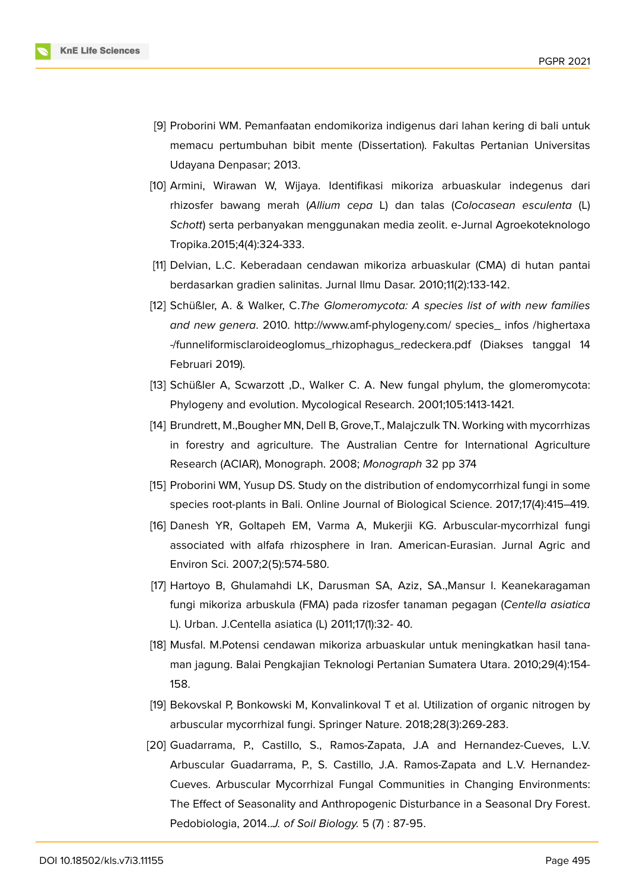[9] Proborini WM. Pemanfaatan endomikoriza indigenus dari lahan kering di bali untuk memacu pertumbuhan bibit mente (Dissertation). Fakultas Pertanian Universitas Udayana Denpasar; 2013.

[10] Armini, Wirawan W, Wijaya. Identifikasi mikoriza arbuaskular indegenus dari rhizosfer bawang merah (*Allium cepa* L) dan talas (*Colocasean esculenta* (L) *Schott*) serta perbanyakan menggunakan media zeolit. e-Jurnal Agroekoteknologo Tropika.2015;4(4):324-333.

[11] Delvian, L.C. Keberadaan cendawan mikoriza arbuaskular (CMA) di hutan pantai berdasarkan gradien salinitas. Jurnal Ilmu Dasar. 2010;11(2):133-142.

[12] Schüßler, A. & Walker, C.*The Glomeromycota: A species list of with new families and new genera*. 2010. http://www.amf-phylogeny.com/ species_ infos /highertaxa -/funneliformisclaroideoglomus_rhizophagus_redeckera.pdf (Diakses tanggal 14 Februari 2019).

[13] Schüßler A, Scwarzott ,D., Walker C. A. New fungal phylum, the glomeromycota: Phylogeny and evolution. Mycological Research. 2001;105:1413-1421.

[14] Brundrett, M.,Bougher MN, Dell B, Grove,T., Malajczulk TN. Working with mycorrhizas in forestry and agriculture. The Australian Centre for International Agriculture Research (ACIAR), Monograph. 2008; *Monograph* 32 pp 374

[15] Proborini WM, Yusup DS. Study on the distribution of endomycorrhizal fungi in some species root-plants in Bali. Online Journal of Biological Science. 2017;17(4):415–419.

[16] Danesh YR, Goltapeh EM, Varma A, Mukerjii KG. Arbuscular-mycorrhizal fungi associated with alfafa rhizosphere in Iran. American-Eurasian. Jurnal Agric and Environ Sci. 2007;2(5):574-580.

[17] Hartoyo B, Ghulamahdi LK, Darusman SA, Aziz, SA.,Mansur I. Keanekaragaman fungi mikoriza arbuskula (FMA) pada rizosfer tanaman pegagan (*Centella asiatica* L). Urban. J.Centella asiatica (L) 2011;17(1):32- 40.

[18] Musfal. M.Potensi cendawan mikoriza arbuaskular untuk meningkatkan hasil tanaman jagung. Balai Pengkajian Teknologi Pertanian Sumatera Utara. 2010;29(4):154-158.

[19] Bekovskal P, Bonkowski M, Konvalinkoval T et al. Utilization of organic nitrogen by arbuscular mycorrhizal fungi. Springer Nature. 2018;28(3):269-283.

[20] Guadarrama, P., Castillo, S., Ramos-Zapata, J.A and Hernandez-Cueves, L.V. Arbuscular Guadarrama, P., S. Castillo, J.A. Ramos-Zapata and L.V. Hernandez-Cueves. Arbuscular Mycorrhizal Fungal Communities in Changing Environments: The Effect of Seasonality and Anthropogenic Disturbance in a Seasonal Dry Forest. Pedobiologia, 2014..*J. of Soil Biology.* 5 (7) : 87-95.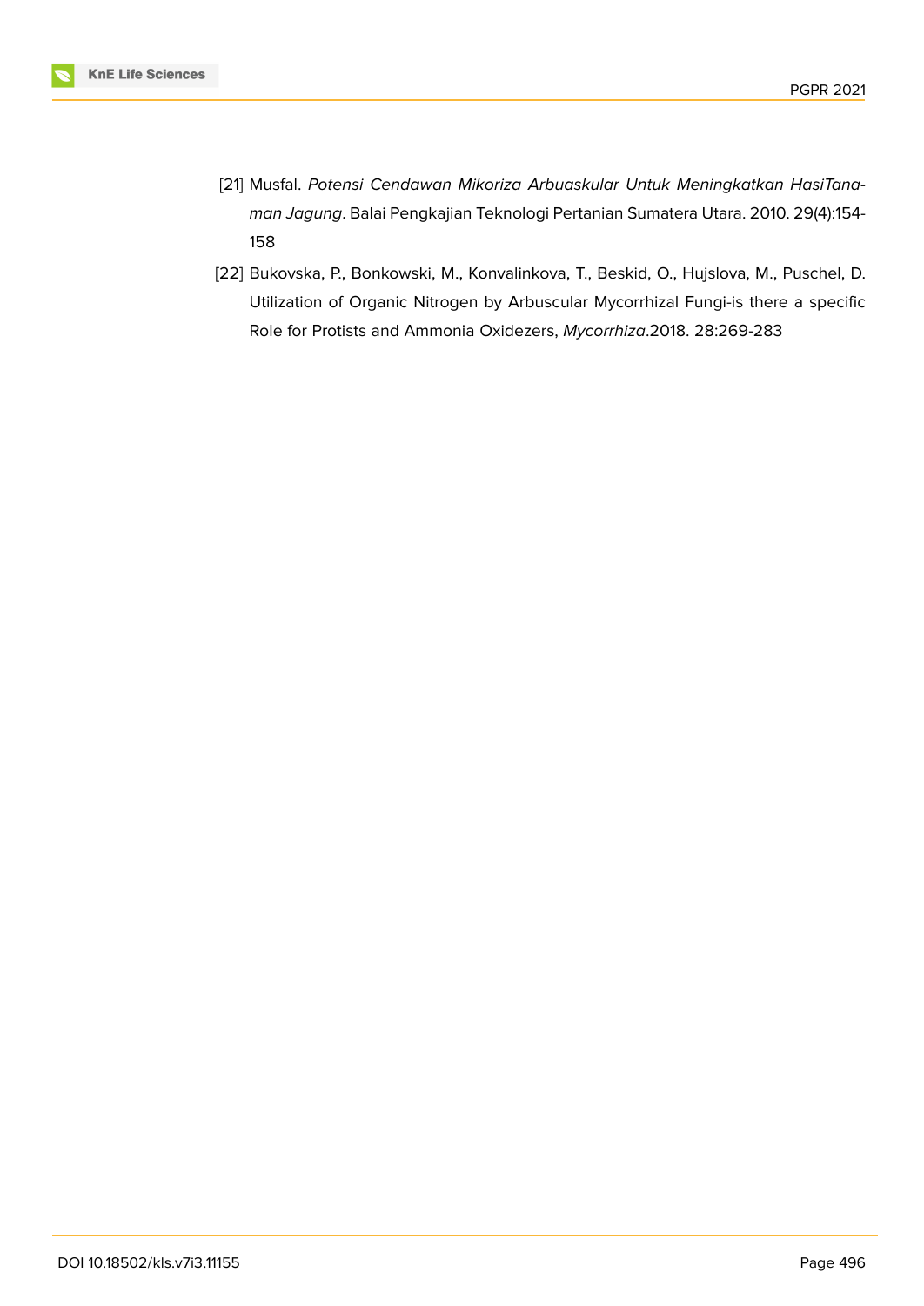[21] Musfal. *Potensi Cendawan Mikoriza Arbuaskular Untuk Meningkatkan HasiTanaman Jagung*. Balai Pengkajian Teknologi Pertanian Sumatera Utara. 2010. 29(4):154-158

[22] Bukovska, P., Bonkowski, M., Konvalinkova, T., Beskid, O., Hujslova, M., Puschel, D. Utilization of Organic Nitrogen by Arbuscular Mycorrhizal Fungi-is there a specific Role for Protists and Ammonia Oxidezers, *Mycorrhiza*.2018. 28:269-283